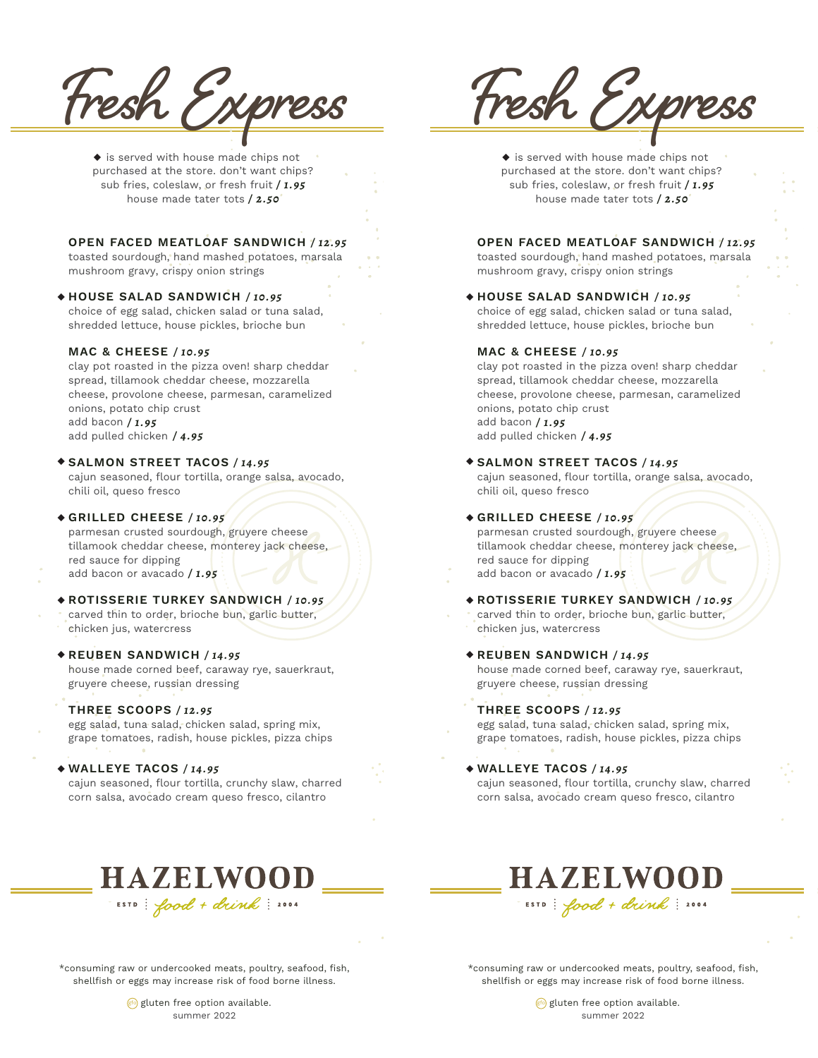# Fresh Express

◆ is served with house made chips not purchased at the store. don't want chips? sub fries, coleslaw, or fresh fruit / ***1.95***
house made tater tots / ***2.50***

**OPEN FACED MEATLOAF SANDWICH** / ***12.95***
toasted sourdough, hand mashed potatoes, marsala mushroom gravy, crispy onion strings

◆ **HOUSE SALAD SANDWICH** / ***10.95***
choice of egg salad, chicken salad or tuna salad, shredded lettuce, house pickles, brioche bun

**MAC & CHEESE** / ***10.95***
clay pot roasted in the pizza oven! sharp cheddar spread, tillamook cheddar cheese, mozzarella cheese, provolone cheese, parmesan, caramelized onions, potato chip crust
add bacon / ***1.95***
add pulled chicken / ***4.95***

◆ **SALMON STREET TACOS** / ***14.95***
cajun seasoned, flour tortilla, orange salsa, avocado, chili oil, queso fresco

◆ **GRILLED CHEESE** / ***10.95***
parmesan crusted sourdough, gruyere cheese tillamook cheddar cheese, monterey jack cheese, red sauce for dipping
add bacon or avacado / ***1.95***

◆ **ROTISSERIE TURKEY SANDWICH** / ***10.95***
carved thin to order, brioche bun, garlic butter, chicken jus, watercress

◆ **REUBEN SANDWICH** / ***14.95***
house made corned beef, caraway rye, sauerkraut, gruyere cheese, russian dressing

**THREE SCOOPS** / ***12.95***
egg salad, tuna salad, chicken salad, spring mix, grape tomatoes, radish, house pickles, pizza chips

◆ **WALLEYE TACOS** / ***14.95***
cajun seasoned, flour tortilla, crunchy slaw, charred corn salsa, avocado cream queso fresco, cilantro

**HAZELWOOD**
ESTD | food + drink | 2004

*consuming raw or undercooked meats, poultry, seafood, fish, shellfish or eggs may increase risk of food borne illness.

gfo gluten free option available.
summer 2022

# Fresh Express

◆ is served with house made chips not purchased at the store. don't want chips? sub fries, coleslaw, or fresh fruit / ***1.95***
house made tater tots / ***2.50***

**OPEN FACED MEATLOAF SANDWICH** / ***12.95***
toasted sourdough, hand mashed potatoes, marsala mushroom gravy, crispy onion strings

◆ **HOUSE SALAD SANDWICH** / ***10.95***
choice of egg salad, chicken salad or tuna salad, shredded lettuce, house pickles, brioche bun

**MAC & CHEESE** / ***10.95***
clay pot roasted in the pizza oven! sharp cheddar spread, tillamook cheddar cheese, mozzarella cheese, provolone cheese, parmesan, caramelized onions, potato chip crust
add bacon / ***1.95***
add pulled chicken / ***4.95***

◆ **SALMON STREET TACOS** / ***14.95***
cajun seasoned, flour tortilla, orange salsa, avocado, chili oil, queso fresco

◆ **GRILLED CHEESE** / ***10.95***
parmesan crusted sourdough, gruyere cheese tillamook cheddar cheese, monterey jack cheese, red sauce for dipping
add bacon or avacado / ***1.95***

◆ **ROTISSERIE TURKEY SANDWICH** / ***10.95***
carved thin to order, brioche bun, garlic butter, chicken jus, watercress

◆ **REUBEN SANDWICH** / ***14.95***
house made corned beef, caraway rye, sauerkraut, gruyere cheese, russian dressing

**THREE SCOOPS** / ***12.95***
egg salad, tuna salad, chicken salad, spring mix, grape tomatoes, radish, house pickles, pizza chips

◆ **WALLEYE TACOS** / ***14.95***
cajun seasoned, flour tortilla, crunchy slaw, charred corn salsa, avocado cream queso fresco, cilantro

**HAZELWOOD**
ESTD | food + drink | 2004

*consuming raw or undercooked meats, poultry, seafood, fish, shellfish or eggs may increase risk of food borne illness.

gfo gluten free option available.
summer 2022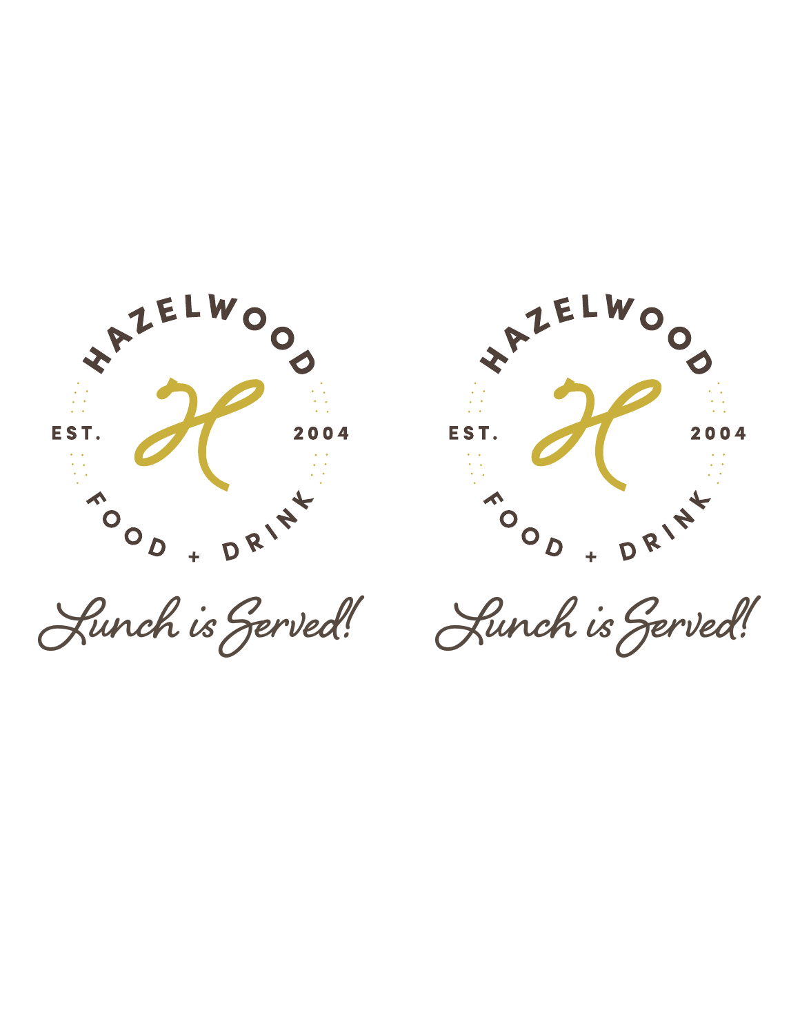HAZELWOOD

EST. 2004

FOOD + DRINK

Lunch is Served!

HAZELWOOD

EST. 2004

FOOD + DRINK

Lunch is Served!